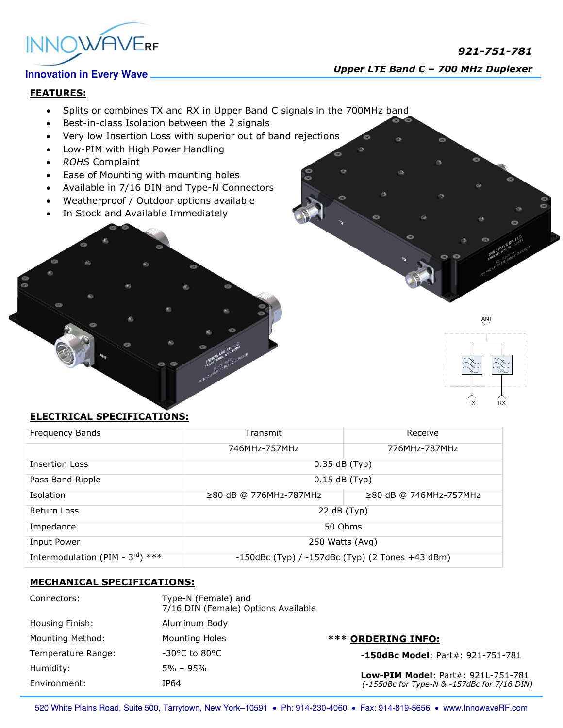INNOWAVE RF

Innovation in Every Wave

# 921-751-781

## Upper LTE Band C – 700 MHz Duplexer

## FEATURES:

- Splits or combines TX and RX in Upper Band C signals in the 700MHz band
- Best-in-class Isolation between the 2 signals
- Very low Insertion Loss with superior out of band rejections
- Low-PIM with High Power Handling
- *ROHS* Complaint
- Ease of Mounting with mounting holes
- Available in 7/16 DIN and Type-N Connectors
- Weatherproof / Outdoor options available
- In Stock and Available Immediately

## ELECTRICAL SPECIFICATIONS:

| Frequency Bands | Transmit | Receive |
|---|---|---|
| | 746MHz-757MHz | 776MHz-787MHz |
| Insertion Loss | 0.35 dB (Typ) | |
| Pass Band Ripple | 0.15 dB (Typ) | |
| Isolation | ≥80 dB @ 776MHz-787MHz | ≥80 dB @ 746MHz-757MHz |
| Return Loss | 22 dB (Typ) | |
| Impedance | 50 Ohms | |
| Input Power | 250 Watts (Avg) | |
| Intermodulation (PIM - 3rd) *** | -150dBc (Typ) / -157dBc (Typ) (2 Tones +43 dBm) | |

## MECHANICAL SPECIFICATIONS:

| | |
|---|---|
| Connectors: | Type-N (Female) and 7/16 DIN (Female) Options Available |
| Housing Finish: | Aluminum Body |
| Mounting Method: | Mounting Holes |
| Temperature Range: | -30°C to 80°C |
| Humidity: | 5% – 95% |
| Environment: | IP64 |

## *** ORDERING INFO:

-**150dBc Model**: Part#: 921-751-781

**Low-PIM Model**: Part#: 921L-751-781
*(-155dBc for Type-N & -157dBc for 7/16 DIN)*

520 White Plains Road, Suite 500, Tarrytown, New York–10591 • Ph: 914-230-4060 • Fax: 914-819-5656 • www.InnowaveRF.com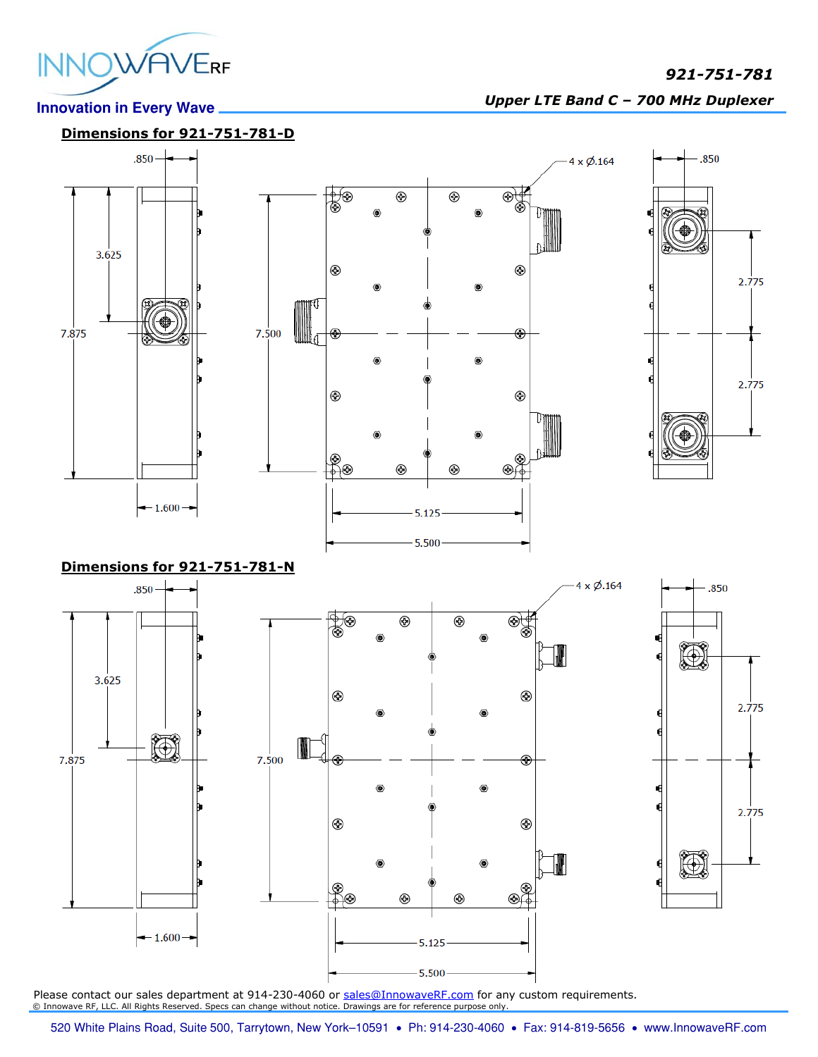921-751-781

*Upper LTE Band C – 700 MHz Duplexer*

## Dimensions for 921-751-781-D

.850
3.625
7.875
1.600
7.500
4 x Ø.164
5.125
5.500
.850
2.775
2.775

## Dimensions for 921-751-781-N

.850
3.625
7.875
1.600
7.500
4 x Ø.164
5.125
5.500
.850
2.775
2.775

Please contact our sales department at 914-230-4060 or sales@InnowaveRF.com for any custom requirements.

© Innowave RF, LLC. All Rights Reserved. Specs can change without notice. Drawings are for reference purpose only.

520 White Plains Road, Suite 500, Tarrytown, New York–10591 • Ph: 914-230-4060 • Fax: 914-819-5656 • www.InnowaveRF.com